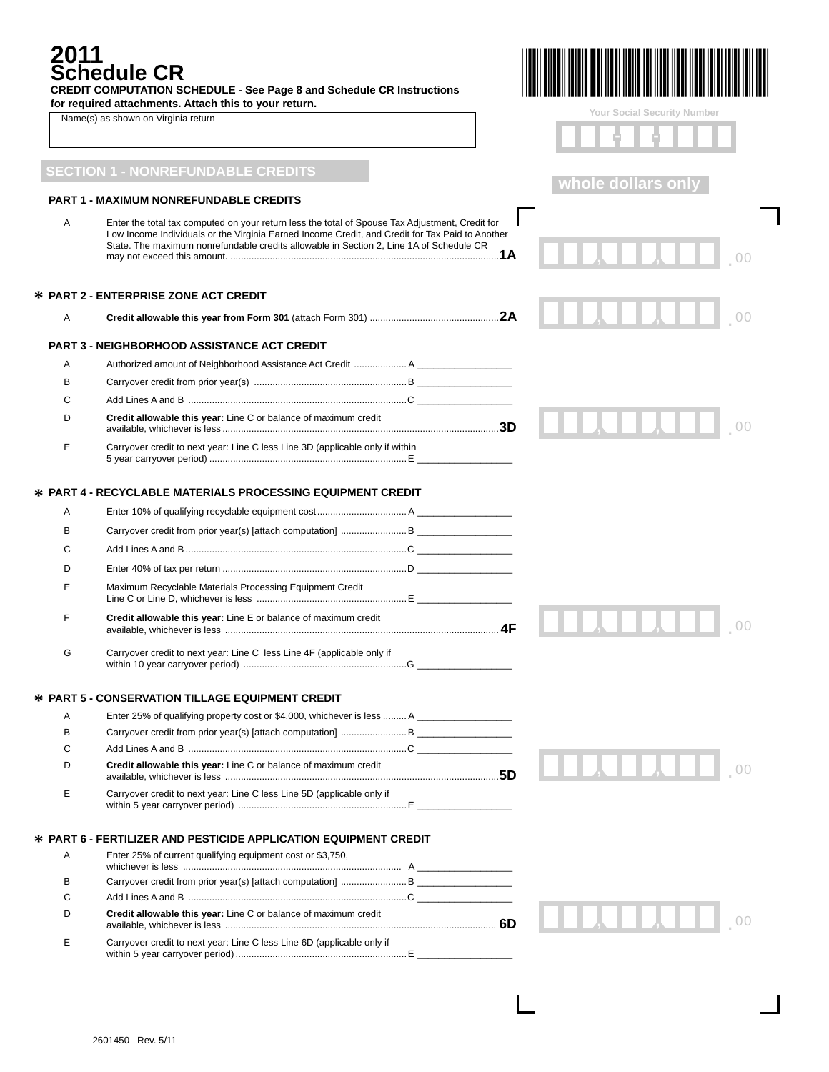# 2011 Schedule CR

**CREDIT COMPUTATION SCHEDULE - See Page 8 and Schedule CR Instructions for required attachments. Attach this to your return.**

Name(s) as shown on Virginia return

Your Social Security Number

## SECTION 1 - NONREFUNDABLE CREDITS

whole dollars only

### PART 1 - MAXIMUM NONREFUNDABLE CREDITS

A Enter the total tax computed on your return less the total of Spouse Tax Adjustment, Credit for Low Income Individuals or the Virginia Earned Income Credit, and Credit for Tax Paid to Another State. The maximum nonrefundable credits allowable in Section 2, Line 1A of Schedule CR may not exceed this amount. .......... **1A** ___ .00

### * PART 2 - ENTERPRISE ZONE ACT CREDIT

A **Credit allowable this year from Form 301** (attach Form 301) .......... **2A** ___ .00

### PART 3 - NEIGHBORHOOD ASSISTANCE ACT CREDIT

A Authorized amount of Neighborhood Assistance Act Credit .......... A ___

B Carryover credit from prior year(s) .......... B ___

C Add Lines A and B .......... C ___

D **Credit allowable this year:** Line C or balance of maximum credit available, whichever is less .......... **3D** ___ .00

E Carryover credit to next year: Line C less Line 3D (applicable only if within 5 year carryover period) .......... E ___

### * PART 4 - RECYCLABLE MATERIALS PROCESSING EQUIPMENT CREDIT

A Enter 10% of qualifying recyclable equipment cost .......... A ___

B Carryover credit from prior year(s) [attach computation] .......... B ___

C Add Lines A and B .......... C ___

D Enter 40% of tax per return .......... D ___

E Maximum Recyclable Materials Processing Equipment Credit Line C or Line D, whichever is less .......... E ___

F **Credit allowable this year:** Line E or balance of maximum credit available, whichever is less .......... **4F** ___ .00

G Carryover credit to next year: Line C less Line 4F (applicable only if within 10 year carryover period) .......... G ___

### * PART 5 - CONSERVATION TILLAGE EQUIPMENT CREDIT

A Enter 25% of qualifying property cost or $4,000, whichever is less .......... A ___

B Carryover credit from prior year(s) [attach computation] .......... B ___

C Add Lines A and B .......... C ___

D **Credit allowable this year:** Line C or balance of maximum credit available, whichever is less .......... **5D** ___ .00

E Carryover credit to next year: Line C less Line 5D (applicable only if within 5 year carryover period) .......... E ___

### * PART 6 - FERTILIZER AND PESTICIDE APPLICATION EQUIPMENT CREDIT

A Enter 25% of current qualifying equipment cost or $3,750, whichever is less .......... A ___

B Carryover credit from prior year(s) [attach computation] .......... B ___

C Add Lines A and B .......... C ___

D **Credit allowable this year:** Line C or balance of maximum credit available, whichever is less .......... **6D** ___ .00

E Carryover credit to next year: Line C less Line 6D (applicable only if within 5 year carryover period) .......... E ___

2601450 Rev. 5/11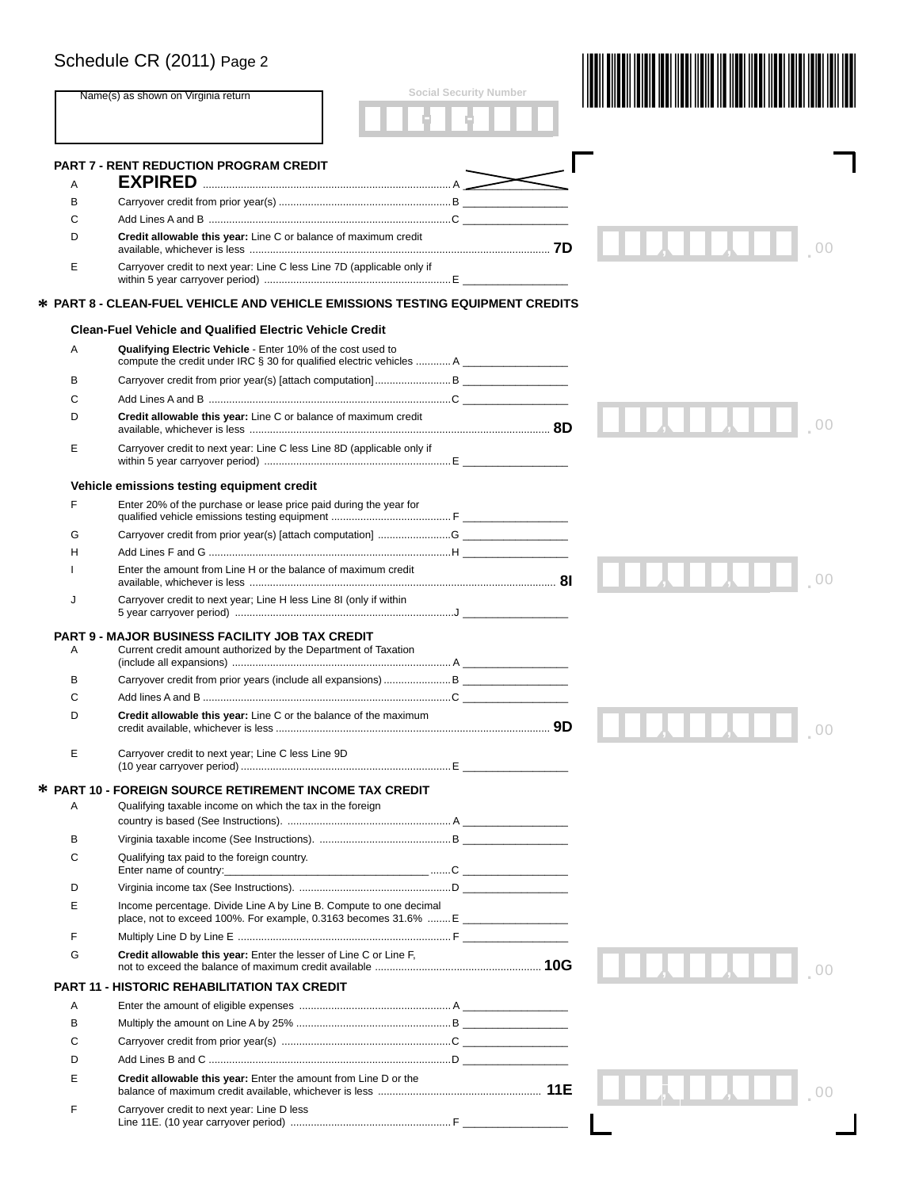# Schedule CR (2011) Page 2

Name(s) as shown on Virginia return

Social Security Number

## PART 7 - RENT REDUCTION PROGRAM CREDIT

| | | |
|---|---|---|
| A | **EXPIRED** | A |
| B | Carryover credit from prior year(s) | B |
| C | Add Lines A and B | C |
| D | **Credit allowable this year:** Line C or balance of maximum credit available, whichever is less | 7D .00 |
| E | Carryover credit to next year: Line C less Line 7D (applicable only if within 5 year carryover period) | E |

## * PART 8 - CLEAN-FUEL VEHICLE AND VEHICLE EMISSIONS TESTING EQUIPMENT CREDITS

### Clean-Fuel Vehicle and Qualified Electric Vehicle Credit

| | | |
|---|---|---|
| A | **Qualifying Electric Vehicle** - Enter 10% of the cost used to compute the credit under IRC § 30 for qualified electric vehicles | A |
| B | Carryover credit from prior year(s) [attach computation] | B |
| C | Add Lines A and B | C |
| D | **Credit allowable this year:** Line C or balance of maximum credit available, whichever is less | 8D .00 |
| E | Carryover credit to next year: Line C less Line 8D (applicable only if within 5 year carryover period) | E |

### Vehicle emissions testing equipment credit

| | | |
|---|---|---|
| F | Enter 20% of the purchase or lease price paid during the year for qualified vehicle emissions testing equipment | F |
| G | Carryover credit from prior year(s) [attach computation] | G |
| H | Add Lines F and G | H |
| I | Enter the amount from Line H or the balance of maximum credit available, whichever is less | 8I .00 |
| J | Carryover credit to next year; Line H less Line 8I (only if within 5 year carryover period) | J |

## PART 9 - MAJOR BUSINESS FACILITY JOB TAX CREDIT

| | | |
|---|---|---|
| A | Current credit amount authorized by the Department of Taxation (include all expansions) | A |
| B | Carryover credit from prior years (include all expansions) | B |
| C | Add lines A and B | C |
| D | **Credit allowable this year:** Line C or the balance of the maximum credit available, whichever is less | 9D .00 |
| E | Carryover credit to next year; Line C less Line 9D (10 year carryover period) | E |

## * PART 10 - FOREIGN SOURCE RETIREMENT INCOME TAX CREDIT

| | | |
|---|---|---|
| A | Qualifying taxable income on which the tax in the foreign country is based (See Instructions). | A |
| B | Virginia taxable income (See Instructions). | B |
| C | Qualifying tax paid to the foreign country. Enter name of country:___________ | C |
| D | Virginia income tax (See Instructions). | D |
| E | Income percentage. Divide Line A by Line B. Compute to one decimal place, not to exceed 100%. For example, 0.3163 becomes 31.6% | E |
| F | Multiply Line D by Line E | F |
| G | **Credit allowable this year:** Enter the lesser of Line C or Line F, not to exceed the balance of maximum credit available | 10G .00 |

## PART 11 - HISTORIC REHABILITATION TAX CREDIT

| | | |
|---|---|---|
| A | Enter the amount of eligible expenses | A |
| B | Multiply the amount on Line A by 25% | B |
| C | Carryover credit from prior year(s) | C |
| D | Add Lines B and C | D |
| E | **Credit allowable this year:** Enter the amount from Line D or the balance of maximum credit available, whichever is less | 11E .00 |
| F | Carryover credit to next year: Line D less Line 11E. (10 year carryover period) | F |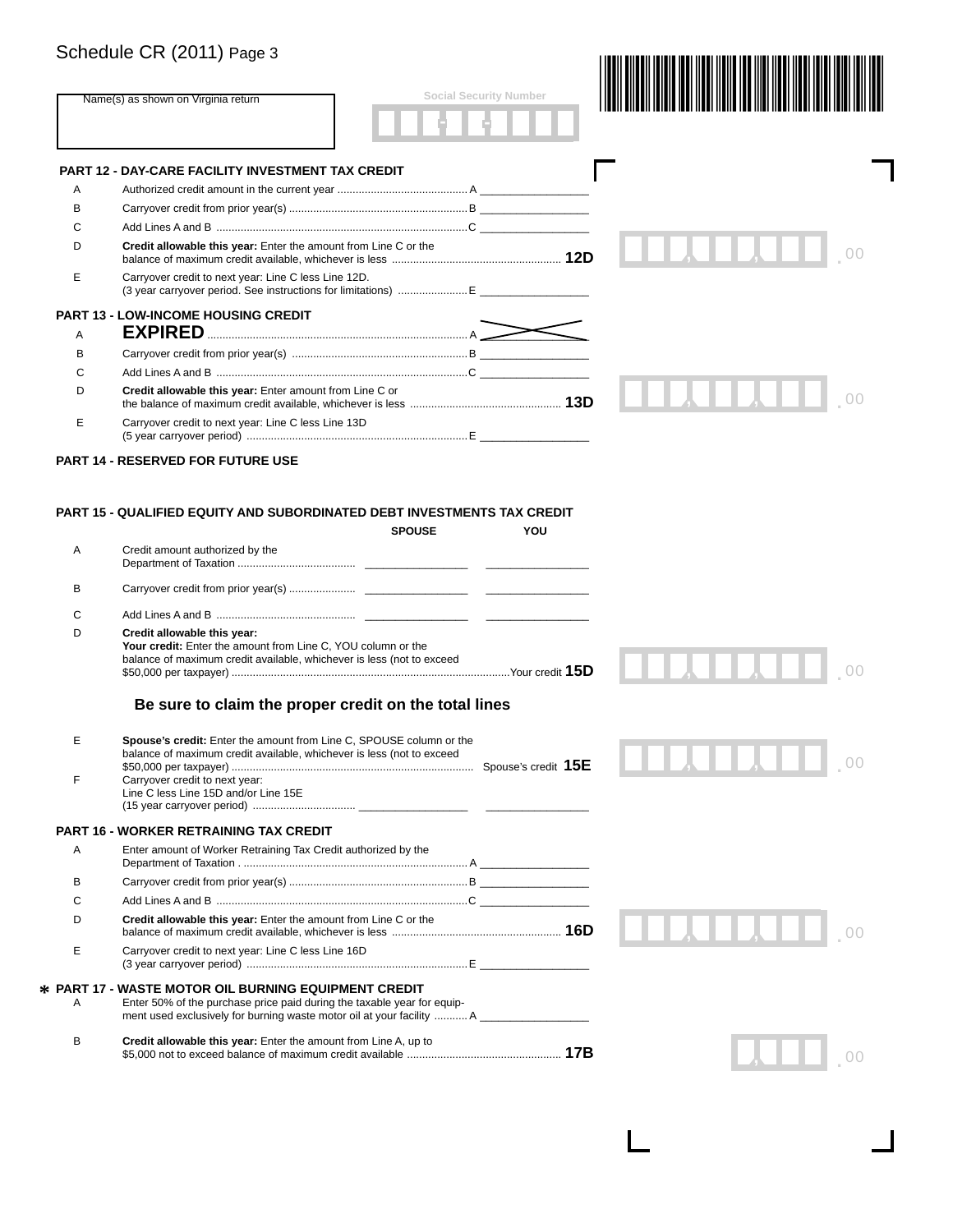# Schedule CR (2011) Page 3

Name(s) as shown on Virginia return

Social Security Number

## PART 12 - DAY-CARE FACILITY INVESTMENT TAX CREDIT

| | | | |
|---|---|---|---|
| A | Authorized credit amount in the current year ................................................ A | | |
| B | Carryover credit from prior year(s) ................................................ B | | |
| C | Add Lines A and B ................................................ C | | |
| D | **Credit allowable this year:** Enter the amount from Line C or the balance of maximum credit available, whichever is less ................................................ **12D** | | .00 |
| E | Carryover credit to next year: Line C less Line 12D. (3 year carryover period. See instructions for limitations) ................................................ E | | |

## PART 13 - LOW-INCOME HOUSING CREDIT

| | | | |
|---|---|---|---|
| A | **EXPIRED** ................................................ A | | |
| B | Carryover credit from prior year(s) ................................................ B | | |
| C | Add Lines A and B ................................................ C | | |
| D | **Credit allowable this year:** Enter amount from Line C or the balance of maximum credit available, whichever is less ................................................ **13D** | | .00 |
| E | Carryover credit to next year: Line C less Line 13D (5 year carryover period) ................................................ E | | |

## PART 14 - RESERVED FOR FUTURE USE

## PART 15 - QUALIFIED EQUITY AND SUBORDINATED DEBT INVESTMENTS TAX CREDIT

| | | SPOUSE | YOU |
|---|---|---|---|
| A | Credit amount authorized by the Department of Taxation ................................................ | | |
| B | Carryover credit from prior year(s) ................................................ | | |
| C | Add Lines A and B ................................................ | | |

| | | | |
|---|---|---|---|
| D | **Credit allowable this year:** **Your credit:** Enter the amount from Line C, YOU column or the balance of maximum credit available, whichever is less (not to exceed $50,000 per taxpayer) ................................................ Your credit **15D** | | .00 |

### Be sure to claim the proper credit on the total lines

| | | | |
|---|---|---|---|
| E | **Spouse's credit:** Enter the amount from Line C, SPOUSE column or the balance of maximum credit available, whichever is less (not to exceed $50,000 per taxpayer) ................................................ Spouse's credit **15E** | | .00 |

| | | SPOUSE | YOU |
|---|---|---|---|
| F | Carryover credit to next year: Line C less Line 15D and/or Line 15E (15 year carryover period) ................................................ | | |

## PART 16 - WORKER RETRAINING TAX CREDIT

| | | | |
|---|---|---|---|
| A | Enter amount of Worker Retraining Tax Credit authorized by the Department of Taxation ................................................ A | | |
| B | Carryover credit from prior year(s) ................................................ B | | |
| C | Add Lines A and B ................................................ C | | |
| D | **Credit allowable this year:** Enter the amount from Line C or the balance of maximum credit available, whichever is less ................................................ **16D** | | .00 |
| E | Carryover credit to next year: Line C less Line 16D (3 year carryover period) ................................................ E | | |

## * PART 17 - WASTE MOTOR OIL BURNING EQUIPMENT CREDIT

| | | | |
|---|---|---|---|
| A | Enter 50% of the purchase price paid during the taxable year for equipment used exclusively for burning waste motor oil at your facility ................................................ A | | |
| B | **Credit allowable this year:** Enter the amount from Line A, up to $5,000 not to exceed balance of maximum credit available ................................................ **17B** | | .00 |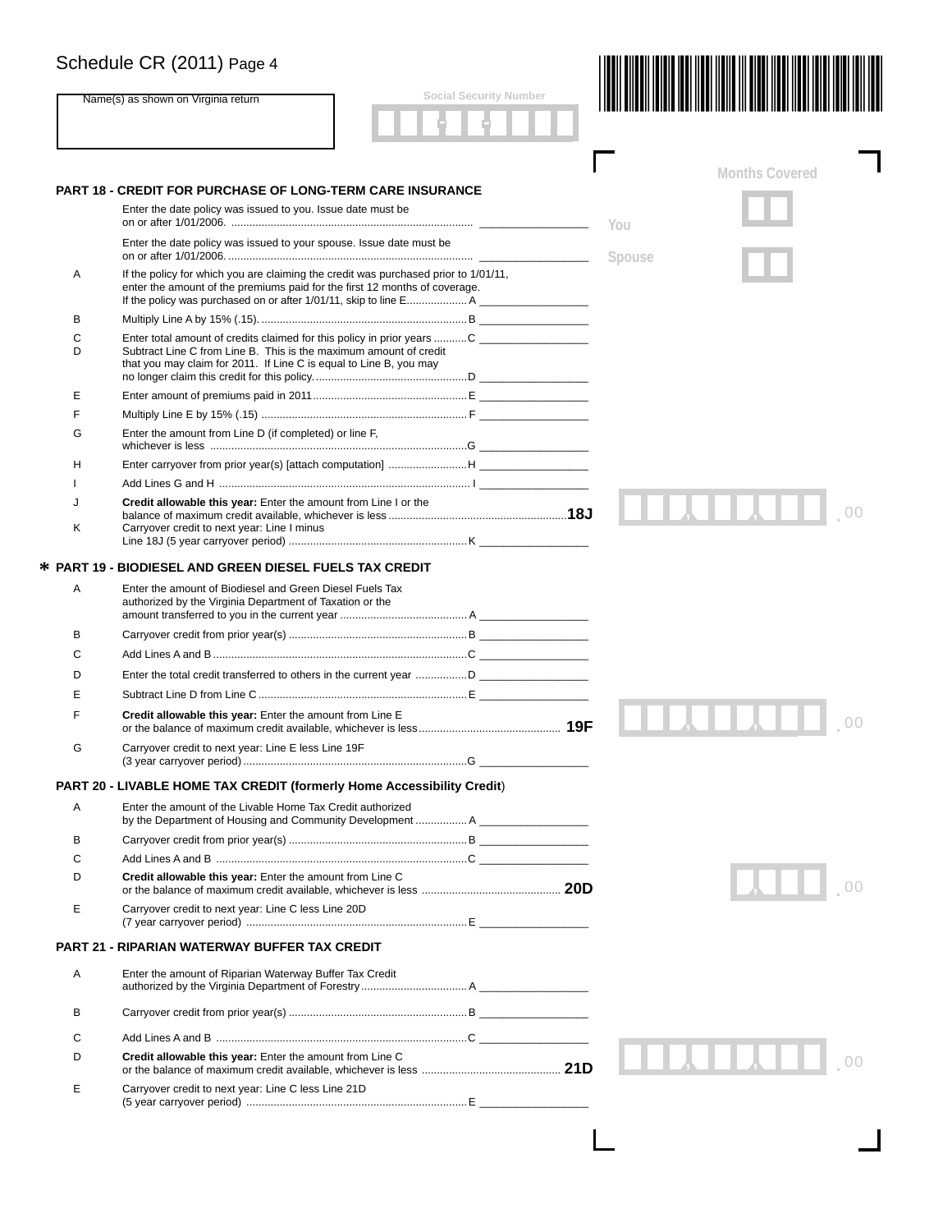# Schedule CR (2011) Page 4

Name(s) as shown on Virginia return

Social Security Number

## PART 18 - CREDIT FOR PURCHASE OF LONG-TERM CARE INSURANCE

Months Covered

Enter the date policy was issued to you. Issue date must be on or after 1/01/2006. ________________ You

Enter the date policy was issued to your spouse. Issue date must be on or after 1/01/2006. ________________ Spouse

| | | |
|---|---|---|
| A | If the policy for which you are claiming the credit was purchased prior to 1/01/11, enter the amount of the premiums paid for the first 12 months of coverage. If the policy was purchased on or after 1/01/11, skip to line E | A ________________ |
| B | Multiply Line A by 15% (.15). | B ________________ |
| C | Enter total amount of credits claimed for this policy in prior years | C ________________ |
| D | Subtract Line C from Line B. This is the maximum amount of credit that you may claim for 2011. If Line C is equal to Line B, you may no longer claim this credit for this policy. | D ________________ |
| E | Enter amount of premiums paid in 2011 | E ________________ |
| F | Multiply Line E by 15% (.15) | F ________________ |
| G | Enter the amount from Line D (if completed) or line F, whichever is less | G ________________ |
| H | Enter carryover from prior year(s) [attach computation] | H ________________ |
| I | Add Lines G and H | I ________________ |
| J | **Credit allowable this year:** Enter the amount from Line I or the balance of maximum credit available, whichever is less | **18J** ___,___,___.00 |
| K | Carryover credit to next year: Line I minus Line 18J (5 year carryover period) | K ________________ |

## * PART 19 - BIODIESEL AND GREEN DIESEL FUELS TAX CREDIT

| | | |
|---|---|---|
| A | Enter the amount of Biodiesel and Green Diesel Fuels Tax authorized by the Virginia Department of Taxation or the amount transferred to you in the current year | A ________________ |
| B | Carryover credit from prior year(s) | B ________________ |
| C | Add Lines A and B | C ________________ |
| D | Enter the total credit transferred to others in the current year | D ________________ |
| E | Subtract Line D from Line C | E ________________ |
| F | **Credit allowable this year:** Enter the amount from Line E or the balance of maximum credit available, whichever is less | **19F** ___,___,___.00 |
| G | Carryover credit to next year: Line E less Line 19F (3 year carryover period) | G ________________ |

## PART 20 - LIVABLE HOME TAX CREDIT (formerly Home Accessibility Credit)

| | | |
|---|---|---|
| A | Enter the amount of the Livable Home Tax Credit authorized by the Department of Housing and Community Development | A ________________ |
| B | Carryover credit from prior year(s) | B ________________ |
| C | Add Lines A and B | C ________________ |
| D | **Credit allowable this year:** Enter the amount from Line C or the balance of maximum credit available, whichever is less | **20D** ___,___.00 |
| E | Carryover credit to next year: Line C less Line 20D (7 year carryover period) | E ________________ |

## PART 21 - RIPARIAN WATERWAY BUFFER TAX CREDIT

| | | |
|---|---|---|
| A | Enter the amount of Riparian Waterway Buffer Tax Credit authorized by the Virginia Department of Forestry | A ________________ |
| B | Carryover credit from prior year(s) | B ________________ |
| C | Add Lines A and B | C ________________ |
| D | **Credit allowable this year:** Enter the amount from Line C or the balance of maximum credit available, whichever is less | **21D** ___,___,___.00 |
| E | Carryover credit to next year: Line C less Line 21D (5 year carryover period) | E ________________ |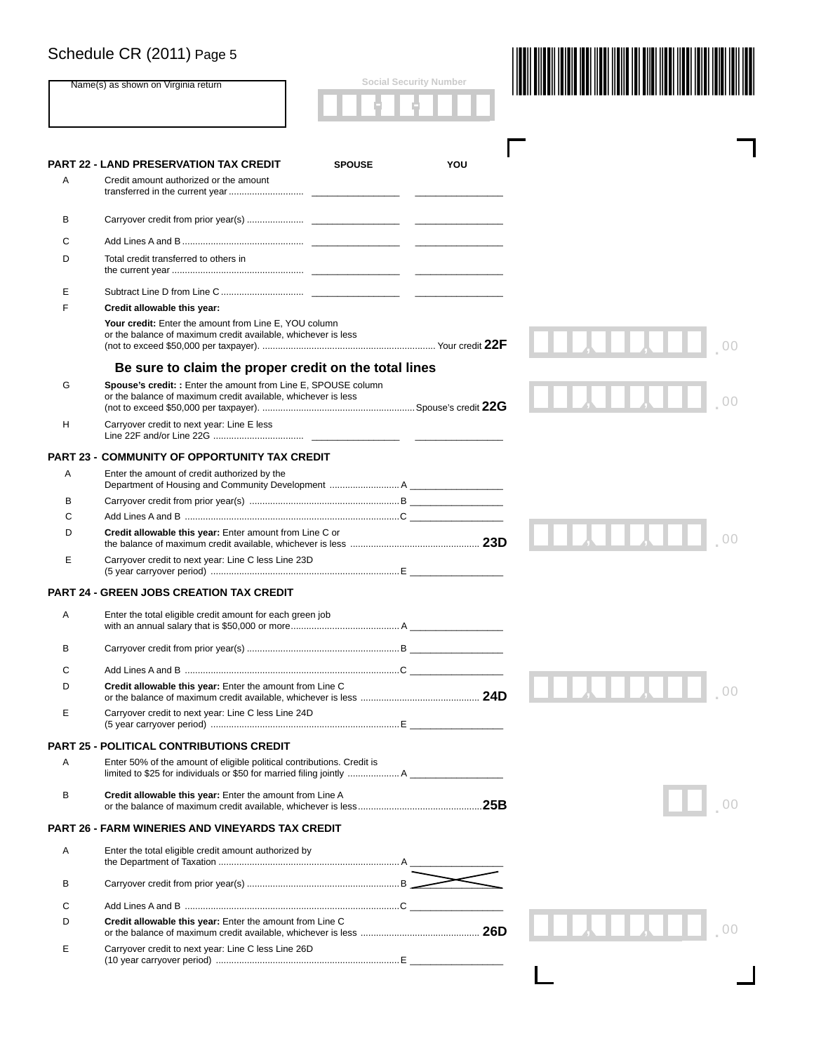# Schedule CR (2011) Page 5

Name(s) as shown on Virginia return

Social Security Number

## PART 22 - LAND PRESERVATION TAX CREDIT

| | | SPOUSE | YOU |
|---|---|---|---|
| A | Credit amount authorized or the amount transferred in the current year | | |
| B | Carryover credit from prior year(s) | | |
| C | Add Lines A and B | | |
| D | Total credit transferred to others in the current year | | |
| E | Subtract Line D from Line C | | |

F **Credit allowable this year:**

**Your credit:** Enter the amount from Line E, YOU column or the balance of maximum credit available, whichever is less (not to exceed $50,000 per taxpayer). Your credit **22F** ___ .00

**Be sure to claim the proper credit on the total lines**

G **Spouse's credit: :** Enter the amount from Line E, SPOUSE column or the balance of maximum credit available, whichever is less (not to exceed $50,000 per taxpayer). Spouse's credit **22G** ___ .00

H Carryover credit to next year: Line E less Line 22F and/or Line 22G ___ ___

## PART 23 - COMMUNITY OF OPPORTUNITY TAX CREDIT

A Enter the amount of credit authorized by the Department of Housing and Community Development A ___

B Carryover credit from prior year(s) B ___

C Add Lines A and B C ___

D **Credit allowable this year:** Enter amount from Line C or the balance of maximum credit available, whichever is less **23D** ___ .00

E Carryover credit to next year: Line C less Line 23D (5 year carryover period) E ___

## PART 24 - GREEN JOBS CREATION TAX CREDIT

A Enter the total eligible credit amount for each green job with an annual salary that is $50,000 or more A ___

B Carryover credit from prior year(s) B ___

C Add Lines A and B C ___

D **Credit allowable this year:** Enter the amount from Line C or the balance of maximum credit available, whichever is less **24D** ___ .00

E Carryover credit to next year: Line C less Line 24D (5 year carryover period) E ___

## PART 25 - POLITICAL CONTRIBUTIONS CREDIT

A Enter 50% of the amount of eligible political contributions. Credit is limited to $25 for individuals or $50 for married filing jointly A ___

B **Credit allowable this year:** Enter the amount from Line A or the balance of maximum credit available, whichever is less **25B** ___ .00

## PART 26 - FARM WINERIES AND VINEYARDS TAX CREDIT

A Enter the total eligible credit amount authorized by the Department of Taxation A ___

B Carryover credit from prior year(s) B ___

C Add Lines A and B C ___

D **Credit allowable this year:** Enter the amount from Line C or the balance of maximum credit available, whichever is less **26D** ___ .00

E Carryover credit to next year: Line C less Line 26D (10 year carryover period) E ___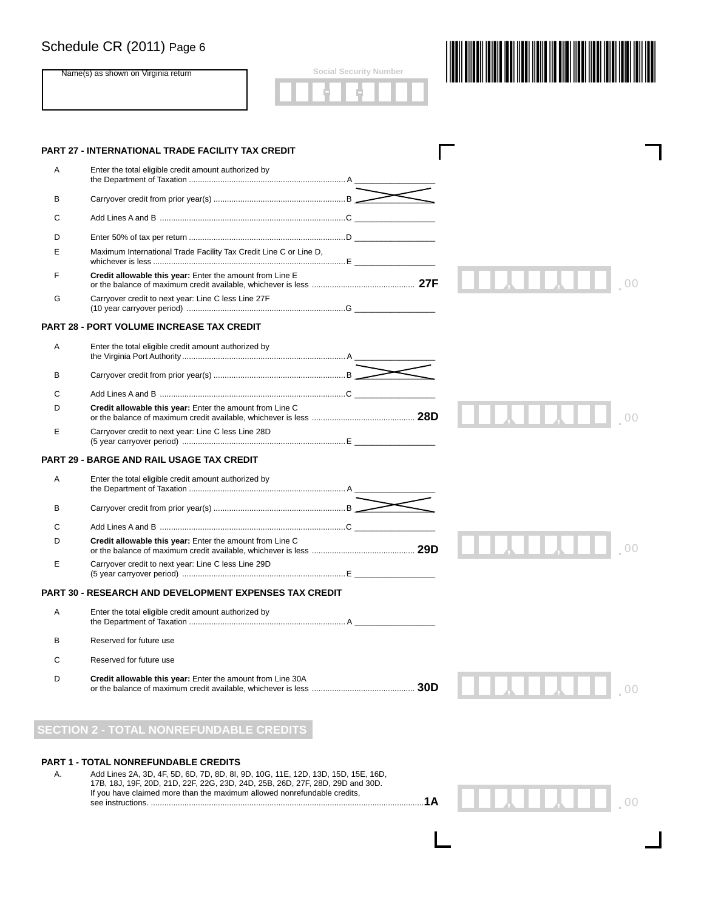# Schedule CR (2011) Page 6

Name(s) as shown on Virginia return

Social Security Number

## PART 27 - INTERNATIONAL TRADE FACILITY TAX CREDIT

A Enter the total eligible credit amount authorized by the Department of Taxation .......... A __________

B Carryover credit from prior year(s) .......... B

C Add Lines A and B .......... C __________

D Enter 50% of tax per return .......... D __________

E Maximum International Trade Facility Tax Credit Line C or Line D, whichever is less .......... E __________

F **Credit allowable this year:** Enter the amount from Line E or the balance of maximum credit available, whichever is less .......... **27F** __________ .00

G Carryover credit to next year: Line C less Line 27F (10 year carryover period) .......... G __________

## PART 28 - PORT VOLUME INCREASE TAX CREDIT

A Enter the total eligible credit amount authorized by the Virginia Port Authority .......... A __________

B Carryover credit from prior year(s) .......... B

C Add Lines A and B .......... C __________

D **Credit allowable this year:** Enter the amount from Line C or the balance of maximum credit available, whichever is less .......... **28D** __________ .00

E Carryover credit to next year: Line C less Line 28D (5 year carryover period) .......... E __________

## PART 29 - BARGE AND RAIL USAGE TAX CREDIT

A Enter the total eligible credit amount authorized by the Department of Taxation .......... A __________

B Carryover credit from prior year(s) .......... B

C Add Lines A and B .......... C __________

D **Credit allowable this year:** Enter the amount from Line C or the balance of maximum credit available, whichever is less .......... **29D** __________ .00

E Carryover credit to next year: Line C less Line 29D (5 year carryover period) .......... E __________

## PART 30 - RESEARCH AND DEVELOPMENT EXPENSES TAX CREDIT

A Enter the total eligible credit amount authorized by the Department of Taxation .......... A __________

B Reserved for future use

C Reserved for future use

D **Credit allowable this year:** Enter the amount from Line 30A or the balance of maximum credit available, whichever is less .......... **30D** __________ .00

# SECTION 2 - TOTAL NONREFUNDABLE CREDITS

## PART 1 - TOTAL NONREFUNDABLE CREDITS

A. Add Lines 2A, 3D, 4F, 5D, 6D, 7D, 8D, 8I, 9D, 10G, 11E, 12D, 13D, 15D, 15E, 16D, 17B, 18J, 19F, 20D, 21D, 22F, 22G, 23D, 24D, 25B, 26D, 27F, 28D, 29D and 30D. If you have claimed more than the maximum allowed nonrefundable credits, see instructions. .......... **1A** __________ .00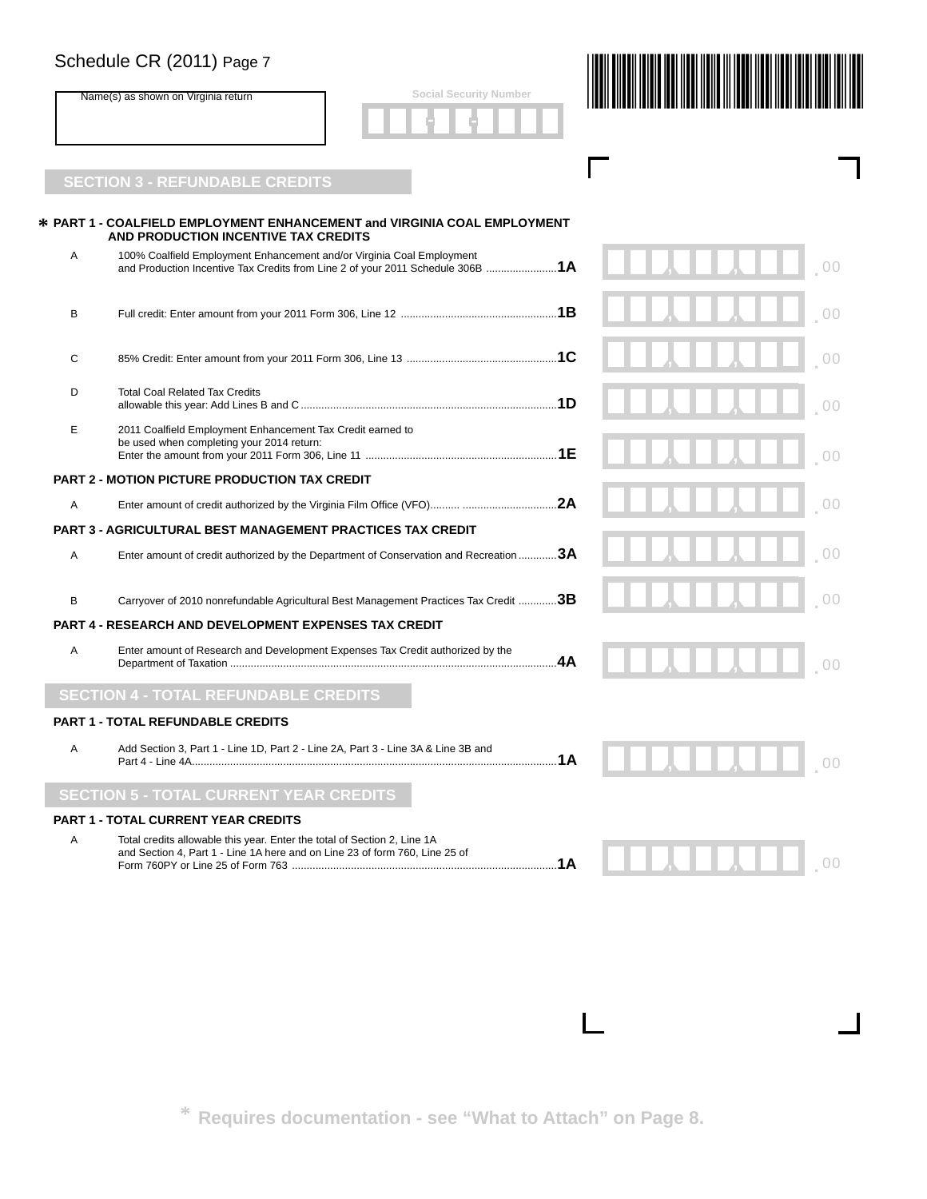# Schedule CR (2011) Page 7

Name(s) as shown on Virginia return

Social Security Number

## SECTION 3 - REFUNDABLE CREDITS

### * PART 1 - COALFIELD EMPLOYMENT ENHANCEMENT and VIRGINIA COAL EMPLOYMENT AND PRODUCTION INCENTIVE TAX CREDITS

| | | | |
|---|---|---|---|
| A | 100% Coalfield Employment Enhancement and/or Virginia Coal Employment and Production Incentive Tax Credits from Line 2 of your 2011 Schedule 306B | **1A** | .00 |
| B | Full credit: Enter amount from your 2011 Form 306, Line 12 | **1B** | .00 |
| C | 85% Credit: Enter amount from your 2011 Form 306, Line 13 | **1C** | .00 |
| D | Total Coal Related Tax Credits allowable this year: Add Lines B and C | **1D** | .00 |
| E | 2011 Coalfield Employment Enhancement Tax Credit earned to be used when completing your 2014 return: Enter the amount from your 2011 Form 306, Line 11 | **1E** | .00 |

### PART 2 - MOTION PICTURE PRODUCTION TAX CREDIT

| | | | |
|---|---|---|---|
| A | Enter amount of credit authorized by the Virginia Film Office (VFO) | **2A** | .00 |

### PART 3 - AGRICULTURAL BEST MANAGEMENT PRACTICES TAX CREDIT

| | | | |
|---|---|---|---|
| A | Enter amount of credit authorized by the Department of Conservation and Recreation | **3A** | .00 |
| B | Carryover of 2010 nonrefundable Agricultural Best Management Practices Tax Credit | **3B** | .00 |

### PART 4 - RESEARCH AND DEVELOPMENT EXPENSES TAX CREDIT

| | | | |
|---|---|---|---|
| A | Enter amount of Research and Development Expenses Tax Credit authorized by the Department of Taxation | **4A** | .00 |

## SECTION 4 - TOTAL REFUNDABLE CREDITS

### PART 1 - TOTAL REFUNDABLE CREDITS

| | | | |
|---|---|---|---|
| A | Add Section 3, Part 1 - Line 1D, Part 2 - Line 2A, Part 3 - Line 3A & Line 3B and Part 4 - Line 4A | **1A** | .00 |

## SECTION 5 - TOTAL CURRENT YEAR CREDITS

### PART 1 - TOTAL CURRENT YEAR CREDITS

| | | | |
|---|---|---|---|
| A | Total credits allowable this year. Enter the total of Section 2, Line 1A and Section 4, Part 1 - Line 1A here and on Line 23 of form 760, Line 25 of Form 760PY or Line 25 of Form 763 | **1A** | .00 |

**\* Requires documentation - see "What to Attach" on Page 8.**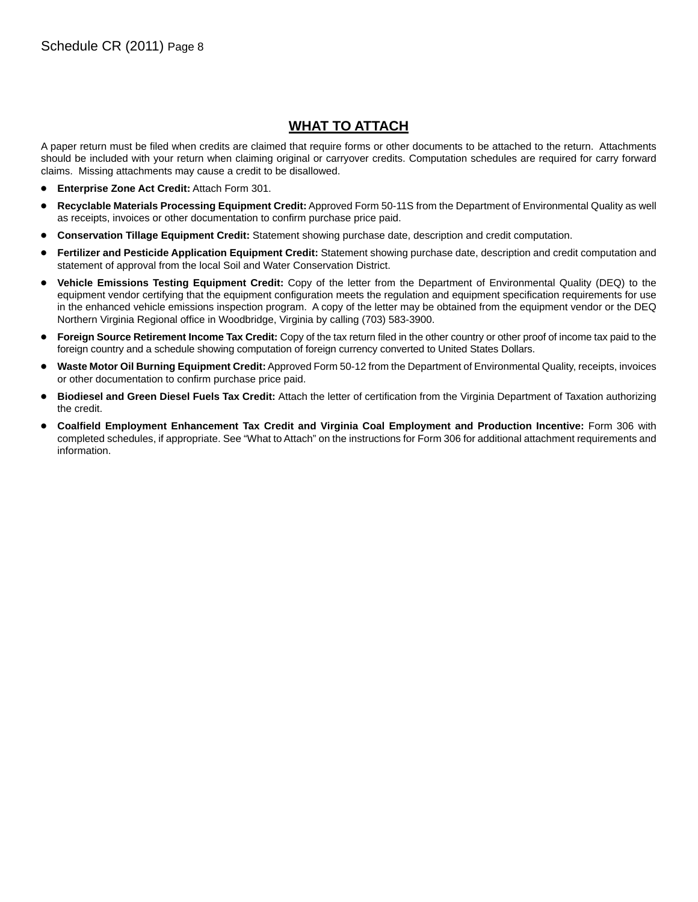## WHAT TO ATTACH

A paper return must be filed when credits are claimed that require forms or other documents to be attached to the return. Attachments should be included with your return when claiming original or carryover credits. Computation schedules are required for carry forward claims. Missing attachments may cause a credit to be disallowed.

- **Enterprise Zone Act Credit:** Attach Form 301.
- **Recyclable Materials Processing Equipment Credit:** Approved Form 50-11S from the Department of Environmental Quality as well as receipts, invoices or other documentation to confirm purchase price paid.
- **Conservation Tillage Equipment Credit:** Statement showing purchase date, description and credit computation.
- **Fertilizer and Pesticide Application Equipment Credit:** Statement showing purchase date, description and credit computation and statement of approval from the local Soil and Water Conservation District.
- **Vehicle Emissions Testing Equipment Credit:** Copy of the letter from the Department of Environmental Quality (DEQ) to the equipment vendor certifying that the equipment configuration meets the regulation and equipment specification requirements for use in the enhanced vehicle emissions inspection program. A copy of the letter may be obtained from the equipment vendor or the DEQ Northern Virginia Regional office in Woodbridge, Virginia by calling (703) 583-3900.
- **Foreign Source Retirement Income Tax Credit:** Copy of the tax return filed in the other country or other proof of income tax paid to the foreign country and a schedule showing computation of foreign currency converted to United States Dollars.
- **Waste Motor Oil Burning Equipment Credit:** Approved Form 50-12 from the Department of Environmental Quality, receipts, invoices or other documentation to confirm purchase price paid.
- **Biodiesel and Green Diesel Fuels Tax Credit:** Attach the letter of certification from the Virginia Department of Taxation authorizing the credit.
- **Coalfield Employment Enhancement Tax Credit and Virginia Coal Employment and Production Incentive:** Form 306 with completed schedules, if appropriate. See "What to Attach" on the instructions for Form 306 for additional attachment requirements and information.